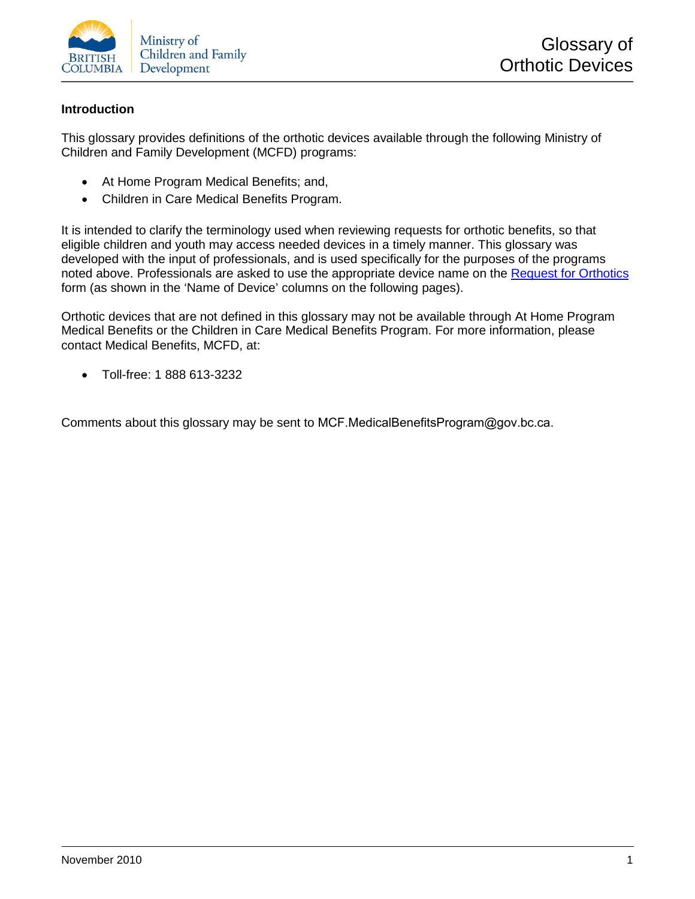Ministry of Children and Family Development

# Glossary of Orthotic Devices

## Introduction

This glossary provides definitions of the orthotic devices available through the following Ministry of Children and Family Development (MCFD) programs:

- At Home Program Medical Benefits; and,
- Children in Care Medical Benefits Program.

It is intended to clarify the terminology used when reviewing requests for orthotic benefits, so that eligible children and youth may access needed devices in a timely manner. This glossary was developed with the input of professionals, and is used specifically for the purposes of the programs noted above. Professionals are asked to use the appropriate device name on the Request for Orthotics form (as shown in the 'Name of Device' columns on the following pages).

Orthotic devices that are not defined in this glossary may not be available through At Home Program Medical Benefits or the Children in Care Medical Benefits Program. For more information, please contact Medical Benefits, MCFD, at:

- Toll-free: 1 888 613-3232

Comments about this glossary may be sent to MCF.MedicalBenefitsProgram@gov.bc.ca.

November 2010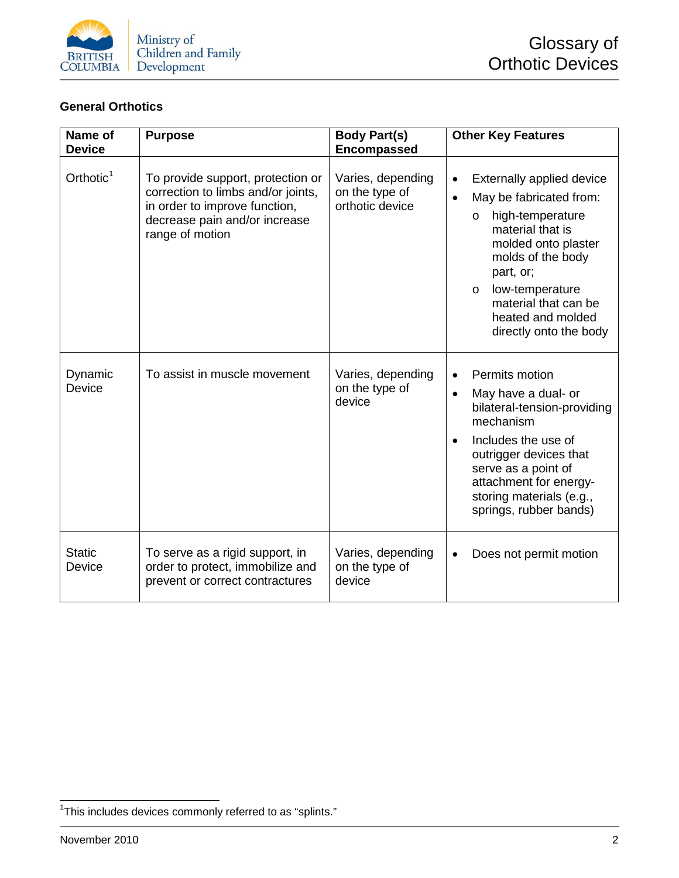## General Orthotics

| Name of Device | Purpose | Body Part(s) Encompassed | Other Key Features |
|---|---|---|---|
| Orthotic[1] | To provide support, protection or correction to limbs and/or joints, in order to improve function, decrease pain and/or increase range of motion | Varies, depending on the type of orthotic device | • Externally applied device<br>• May be fabricated from:<br>&nbsp;&nbsp;o high-temperature material that is molded onto plaster molds of the body part, or;<br>&nbsp;&nbsp;o low-temperature material that can be heated and molded directly onto the body |
| Dynamic Device | To assist in muscle movement | Varies, depending on the type of device | • Permits motion<br>• May have a dual- or bilateral-tension-providing mechanism<br>• Includes the use of outrigger devices that serve as a point of attachment for energy-storing materials (e.g., springs, rubber bands) |
| Static Device | To serve as a rigid support, in order to protect, immobilize and prevent or correct contractures | Varies, depending on the type of device | • Does not permit motion |

[1] This includes devices commonly referred to as "splints."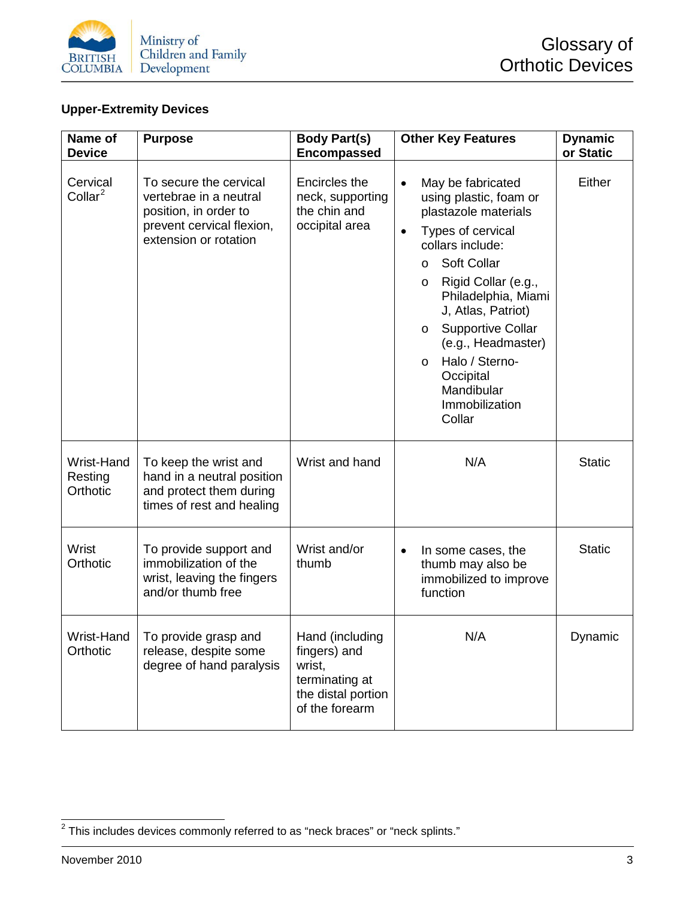## Upper-Extremity Devices

| Name of Device | Purpose | Body Part(s) Encompassed | Other Key Features | Dynamic or Static |
|---|---|---|---|---|
| Cervical Collar[2] | To secure the cervical vertebrae in a neutral position, in order to prevent cervical flexion, extension or rotation | Encircles the neck, supporting the chin and occipital area | • May be fabricated using plastic, foam or plastazole materials<br>• Types of cervical collars include:<br>o Soft Collar<br>o Rigid Collar (e.g., Philadelphia, Miami J, Atlas, Patriot)<br>o Supportive Collar (e.g., Headmaster)<br>o Halo / Sterno-Occipital Mandibular Immobilization Collar | Either |
| Wrist-Hand Resting Orthotic | To keep the wrist and hand in a neutral position and protect them during times of rest and healing | Wrist and hand | N/A | Static |
| Wrist Orthotic | To provide support and immobilization of the wrist, leaving the fingers and/or thumb free | Wrist and/or thumb | • In some cases, the thumb may also be immobilized to improve function | Static |
| Wrist-Hand Orthotic | To provide grasp and release, despite some degree of hand paralysis | Hand (including fingers) and wrist, terminating at the distal portion of the forearm | N/A | Dynamic |

[2] This includes devices commonly referred to as "neck braces" or "neck splints."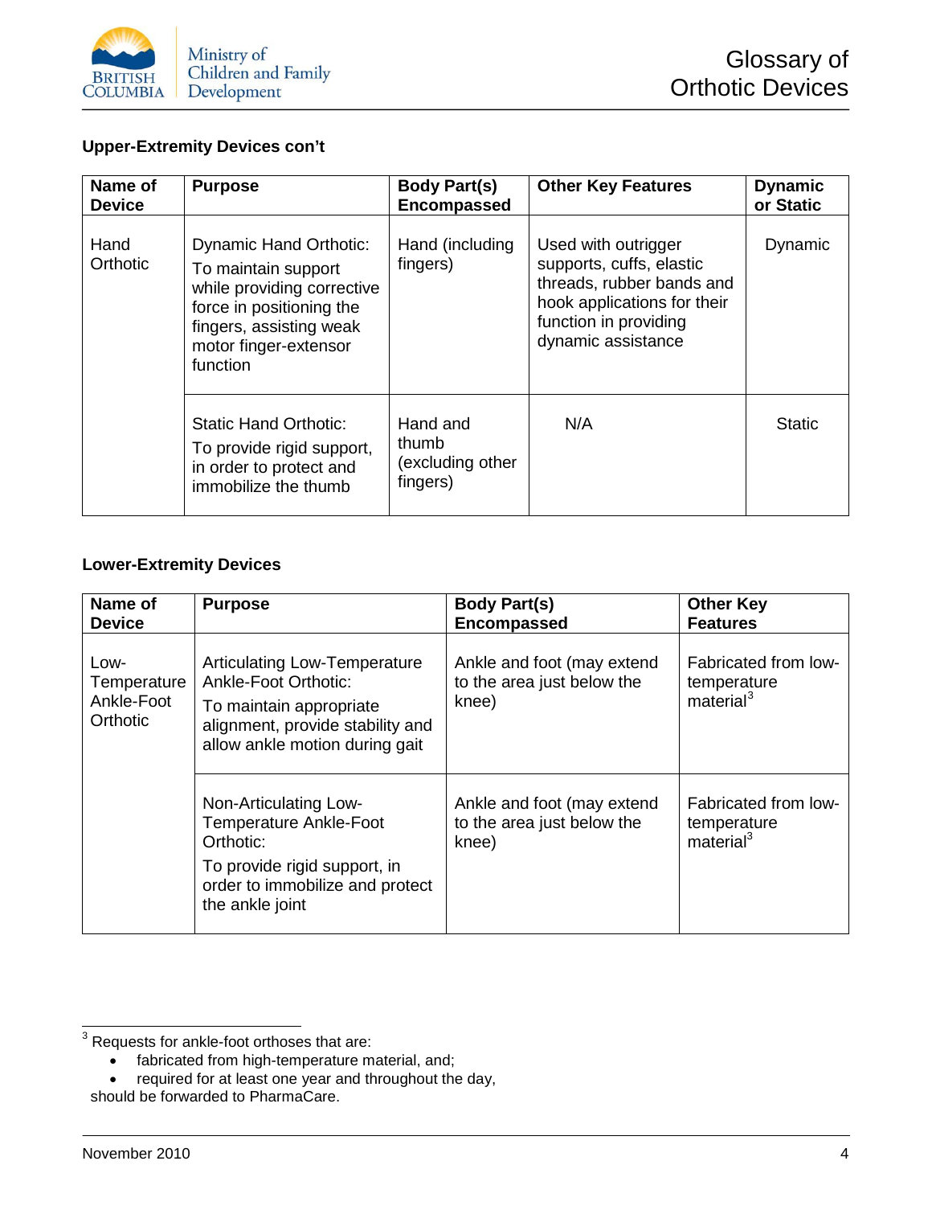### Upper-Extremity Devices con't

| Name of Device | Purpose | Body Part(s) Encompassed | Other Key Features | Dynamic or Static |
|---|---|---|---|---|
| Hand Orthotic | Dynamic Hand Orthotic: To maintain support while providing corrective force in positioning the fingers, assisting weak motor finger-extensor function | Hand (including fingers) | Used with outrigger supports, cuffs, elastic threads, rubber bands and hook applications for their function in providing dynamic assistance | Dynamic |
| | Static Hand Orthotic: To provide rigid support, in order to protect and immobilize the thumb | Hand and thumb (excluding other fingers) | N/A | Static |

### Lower-Extremity Devices

| Name of Device | Purpose | Body Part(s) Encompassed | Other Key Features |
|---|---|---|---|
| Low-Temperature Ankle-Foot Orthotic | Articulating Low-Temperature Ankle-Foot Orthotic: To maintain appropriate alignment, provide stability and allow ankle motion during gait | Ankle and foot (may extend to the area just below the knee) | Fabricated from low-temperature material[3] |
| | Non-Articulating Low-Temperature Ankle-Foot Orthotic: To provide rigid support, in order to immobilize and protect the ankle joint | Ankle and foot (may extend to the area just below the knee) | Fabricated from low-temperature material[3] |

[3] Requests for ankle-foot orthoses that are:

- fabricated from high-temperature material, and;
- required for at least one year and throughout the day,

should be forwarded to PharmaCare.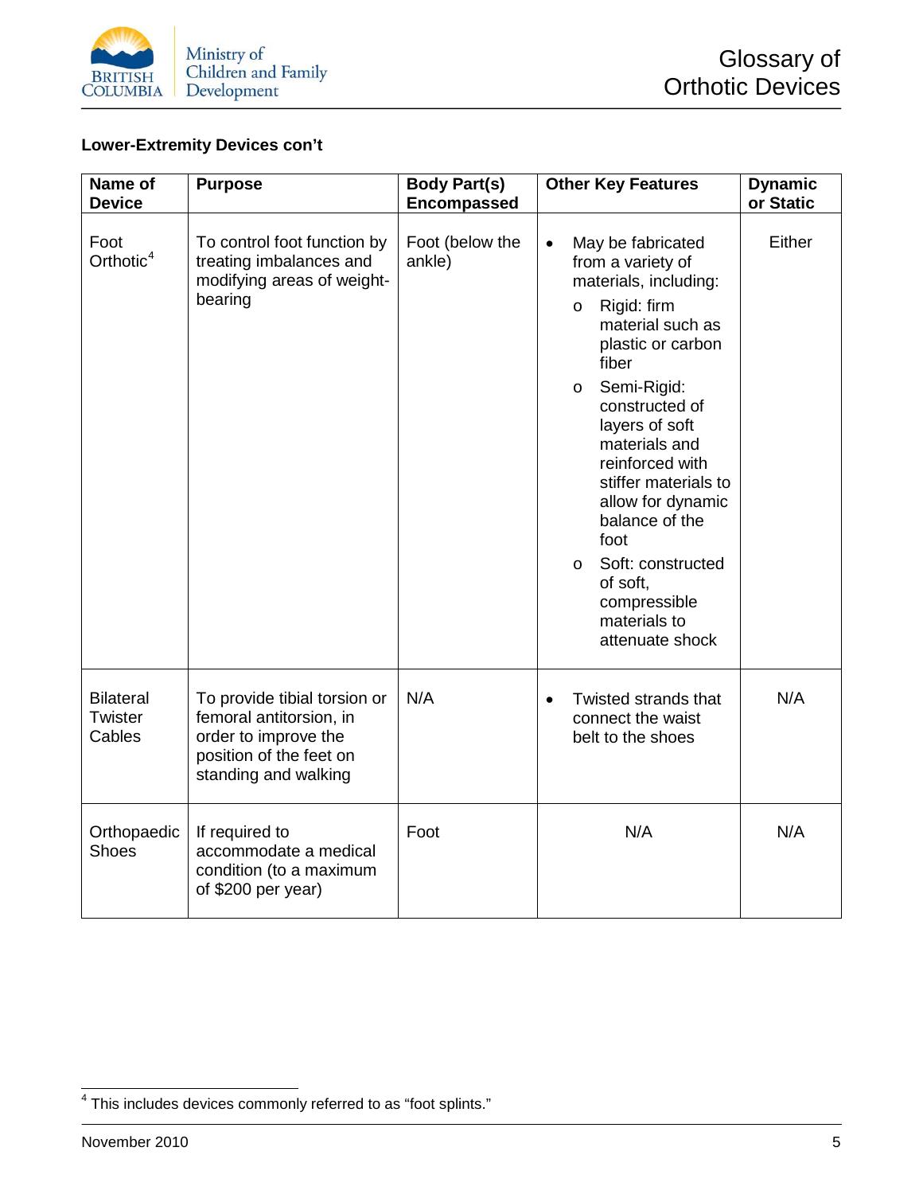### Lower-Extremity Devices con't

| Name of Device | Purpose | Body Part(s) Encompassed | Other Key Features | Dynamic or Static |
|---|---|---|---|---|
| Foot Orthotic[4] | To control foot function by treating imbalances and modifying areas of weight-bearing | Foot (below the ankle) | • May be fabricated from a variety of materials, including:<br>o Rigid: firm material such as plastic or carbon fiber<br>o Semi-Rigid: constructed of layers of soft materials and reinforced with stiffer materials to allow for dynamic balance of the foot<br>o Soft: constructed of soft, compressible materials to attenuate shock | Either |
| Bilateral Twister Cables | To provide tibial torsion or femoral antitorsion, in order to improve the position of the feet on standing and walking | N/A | • Twisted strands that connect the waist belt to the shoes | N/A |
| Orthopaedic Shoes | If required to accommodate a medical condition (to a maximum of $200 per year) | Foot | N/A | N/A |

[4] This includes devices commonly referred to as "foot splints."